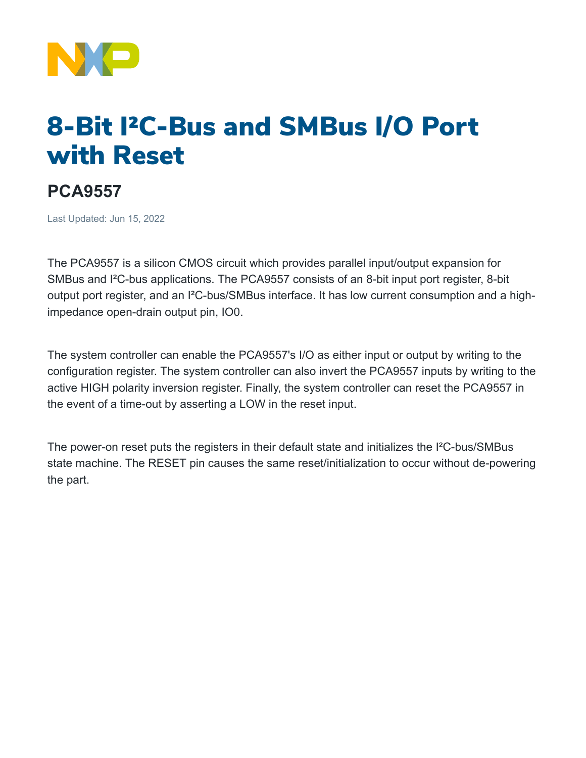# 8-Bit I²C-Bus and SMBus I/O Port with Reset

## PCA9557

Last Updated: Jun 15, 2022

The PCA9557 is a silicon CMOS circuit which provides parallel input/output expansion for SMBus and I²C-bus applications. The PCA9557 consists of an 8-bit input port register, 8-bit output port register, and an I²C-bus/SMBus interface. It has low current consumption and a high-impedance open-drain output pin, IO0.

The system controller can enable the PCA9557's I/O as either input or output by writing to the configuration register. The system controller can also invert the PCA9557 inputs by writing to the active HIGH polarity inversion register. Finally, the system controller can reset the PCA9557 in the event of a time-out by asserting a LOW in the reset input.

The power-on reset puts the registers in their default state and initializes the I²C-bus/SMBus state machine. The RESET pin causes the same reset/initialization to occur without de-powering the part.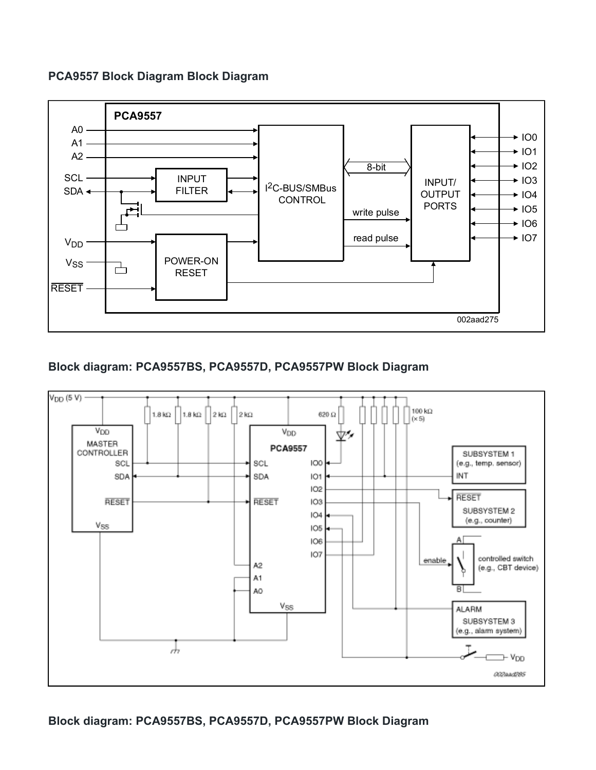**PCA9557 Block Diagram Block Diagram**

**Block diagram: PCA9557BS, PCA9557D, PCA9557PW Block Diagram**

**Block diagram: PCA9557BS, PCA9557D, PCA9557PW Block Diagram**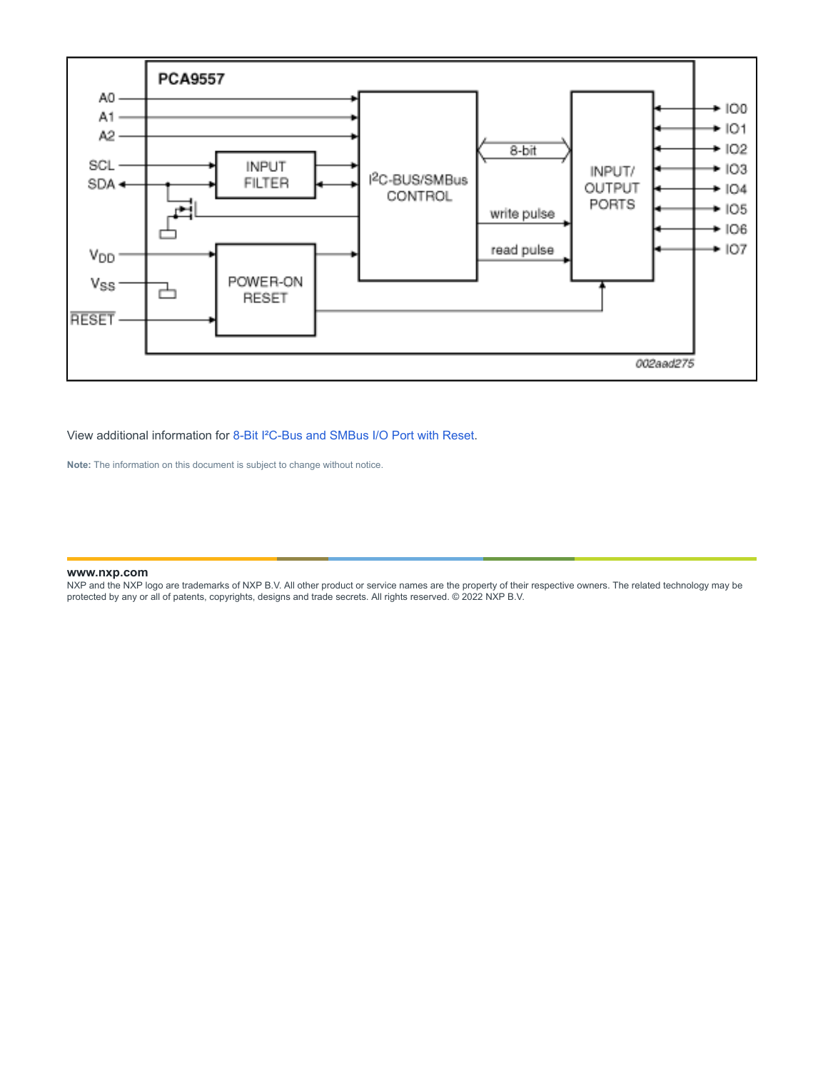PCA9557

A0
A1
A2
SCL
SDA
INPUT FILTER
I²C-BUS/SMBus CONTROL
8-bit
write pulse
read pulse
INPUT/ OUTPUT PORTS
IO0
IO1
IO2
IO3
IO4
IO5
IO6
IO7
$V_{DD}$
$V_{SS}$
POWER-ON RESET
$\overline{RESET}$

002aad275

View additional information for 8-Bit I²C-Bus and SMBus I/O Port with Reset.

**Note:** The information on this document is subject to change without notice.

**www.nxp.com**

NXP and the NXP logo are trademarks of NXP B.V. All other product or service names are the property of their respective owners. The related technology may be protected by any or all of patents, copyrights, designs and trade secrets. All rights reserved. © 2022 NXP B.V.